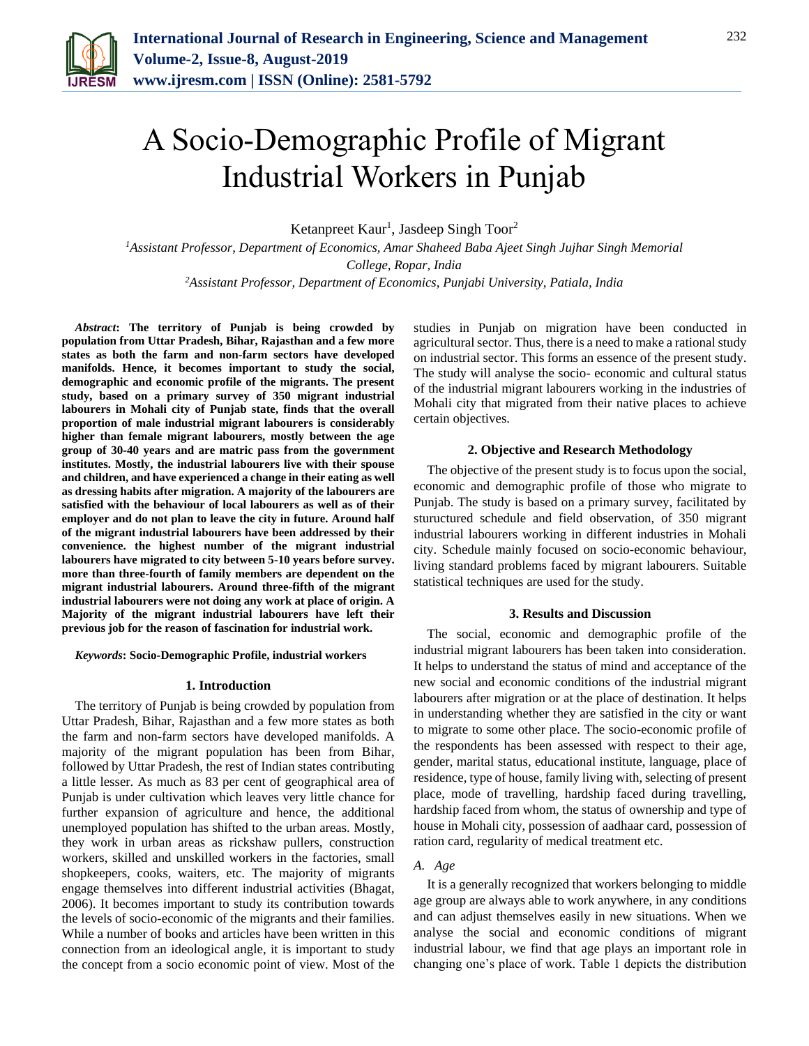# A Socio-Demographic Profile of Migrant Industrial Workers in Punjab

Ketanpreet Kaur[1], Jasdeep Singh Toor[2]

[1]*Assistant Professor, Department of Economics, Amar Shaheed Baba Ajeet Singh Jujhar Singh Memorial College, Ropar, India*

[2]*Assistant Professor, Department of Economics, Punjabi University, Patiala, India*

***Abstract*: The territory of Punjab is being crowded by population from Uttar Pradesh, Bihar, Rajasthan and a few more states as both the farm and non-farm sectors have developed manifolds. Hence, it becomes important to study the social, demographic and economic profile of the migrants. The present study, based on a primary survey of 350 migrant industrial labourers in Mohali city of Punjab state, finds that the overall proportion of male industrial migrant labourers is considerably higher than female migrant labourers, mostly between the age group of 30-40 years and are matric pass from the government institutes. Mostly, the industrial labourers live with their spouse and children, and have experienced a change in their eating as well as dressing habits after migration. A majority of the labourers are satisfied with the behaviour of local labourers as well as of their employer and do not plan to leave the city in future. Around half of the migrant industrial labourers have been addressed by their convenience. the highest number of the migrant industrial labourers have migrated to city between 5-10 years before survey. more than three-fourth of family members are dependent on the migrant industrial labourers. Around three-fifth of the migrant industrial labourers were not doing any work at place of origin. A Majority of the migrant industrial labourers have left their previous job for the reason of fascination for industrial work.**

***Keywords*: Socio-Demographic Profile, industrial workers**

## 1. Introduction

The territory of Punjab is being crowded by population from Uttar Pradesh, Bihar, Rajasthan and a few more states as both the farm and non-farm sectors have developed manifolds. A majority of the migrant population has been from Bihar, followed by Uttar Pradesh, the rest of Indian states contributing a little lesser. As much as 83 per cent of geographical area of Punjab is under cultivation which leaves very little chance for further expansion of agriculture and hence, the additional unemployed population has shifted to the urban areas. Mostly, they work in urban areas as rickshaw pullers, construction workers, skilled and unskilled workers in the factories, small shopkeepers, cooks, waiters, etc. The majority of migrants engage themselves into different industrial activities (Bhagat, 2006). It becomes important to study its contribution towards the levels of socio-economic of the migrants and their families. While a number of books and articles have been written in this connection from an ideological angle, it is important to study the concept from a socio economic point of view. Most of the studies in Punjab on migration have been conducted in agricultural sector. Thus, there is a need to make a rational study on industrial sector. This forms an essence of the present study. The study will analyse the socio- economic and cultural status of the industrial migrant labourers working in the industries of Mohali city that migrated from their native places to achieve certain objectives.

## 2. Objective and Research Methodology

The objective of the present study is to focus upon the social, economic and demographic profile of those who migrate to Punjab. The study is based on a primary survey, facilitated by stuructured schedule and field observation, of 350 migrant industrial labourers working in different industries in Mohali city. Schedule mainly focused on socio-economic behaviour, living standard problems faced by migrant labourers. Suitable statistical techniques are used for the study.

## 3. Results and Discussion

The social, economic and demographic profile of the industrial migrant labourers has been taken into consideration. It helps to understand the status of mind and acceptance of the new social and economic conditions of the industrial migrant labourers after migration or at the place of destination. It helps in understanding whether they are satisfied in the city or want to migrate to some other place. The socio-economic profile of the respondents has been assessed with respect to their age, gender, marital status, educational institute, language, place of residence, type of house, family living with, selecting of present place, mode of travelling, hardship faced during travelling, hardship faced from whom, the status of ownership and type of house in Mohali city, possession of aadhaar card, possession of ration card, regularity of medical treatment etc.

### *A. Age*

It is a generally recognized that workers belonging to middle age group are always able to work anywhere, in any conditions and can adjust themselves easily in new situations. When we analyse the social and economic conditions of migrant industrial labour, we find that age plays an important role in changing one's place of work. Table 1 depicts the distribution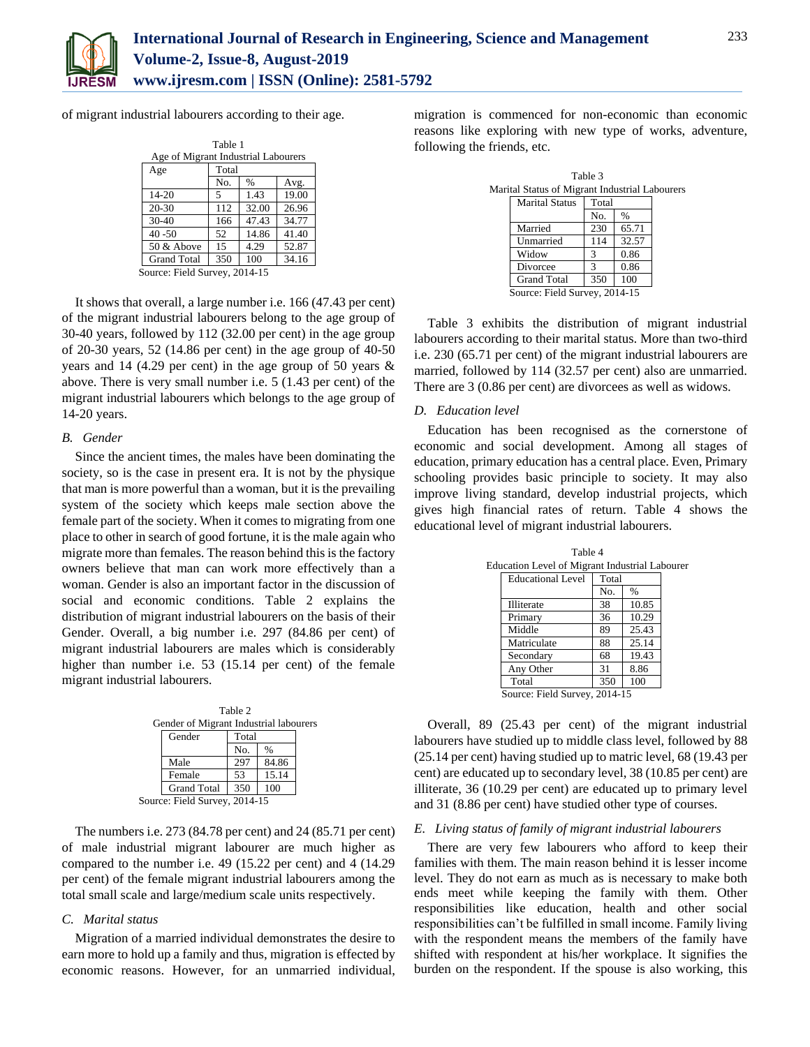of migrant industrial labourers according to their age.

Table 1
Age of Migrant Industrial Labourers

| Age | Total | | |
|---|---|---|---|
| | No. | % | Avg. |
| 14-20 | 5 | 1.43 | 19.00 |
| 20-30 | 112 | 32.00 | 26.96 |
| 30-40 | 166 | 47.43 | 34.77 |
| 40 -50 | 52 | 14.86 | 41.40 |
| 50 & Above | 15 | 4.29 | 52.87 |
| Grand Total | 350 | 100 | 34.16 |

Source: Field Survey, 2014-15

It shows that overall, a large number i.e. 166 (47.43 per cent) of the migrant industrial labourers belong to the age group of 30-40 years, followed by 112 (32.00 per cent) in the age group of 20-30 years, 52 (14.86 per cent) in the age group of 40-50 years and 14 (4.29 per cent) in the age group of 50 years & above. There is very small number i.e. 5 (1.43 per cent) of the migrant industrial labourers which belongs to the age group of 14-20 years.

### *B. Gender*

Since the ancient times, the males have been dominating the society, so is the case in present era. It is not by the physique that man is more powerful than a woman, but it is the prevailing system of the society which keeps male section above the female part of the society. When it comes to migrating from one place to other in search of good fortune, it is the male again who migrate more than females. The reason behind this is the factory owners believe that man can work more effectively than a woman. Gender is also an important factor in the discussion of social and economic conditions. Table 2 explains the distribution of migrant industrial labourers on the basis of their Gender. Overall, a big number i.e. 297 (84.86 per cent) of migrant industrial labourers are males which is considerably higher than number i.e. 53 (15.14 per cent) of the female migrant industrial labourers.

Table 2
Gender of Migrant Industrial labourers

| Gender | Total | |
|---|---|---|
| | No. | % |
| Male | 297 | 84.86 |
| Female | 53 | 15.14 |
| Grand Total | 350 | 100 |

Source: Field Survey, 2014-15

The numbers i.e. 273 (84.78 per cent) and 24 (85.71 per cent) of male industrial migrant labourer are much higher as compared to the number i.e. 49 (15.22 per cent) and 4 (14.29 per cent) of the female migrant industrial labourers among the total small scale and large/medium scale units respectively.

### *C. Marital status*

Migration of a married individual demonstrates the desire to earn more to hold up a family and thus, migration is effected by economic reasons. However, for an unmarried individual, migration is commenced for non-economic than economic reasons like exploring with new type of works, adventure, following the friends, etc.

Table 3
Marital Status of Migrant Industrial Labourers

| Marital Status | Total | |
|---|---|---|
| | No. | % |
| Married | 230 | 65.71 |
| Unmarried | 114 | 32.57 |
| Widow | 3 | 0.86 |
| Divorcee | 3 | 0.86 |
| Grand Total | 350 | 100 |

Source: Field Survey, 2014-15

Table 3 exhibits the distribution of migrant industrial labourers according to their marital status. More than two-third i.e. 230 (65.71 per cent) of the migrant industrial labourers are married, followed by 114 (32.57 per cent) also are unmarried. There are 3 (0.86 per cent) are divorcees as well as widows.

### *D. Education level*

Education has been recognised as the cornerstone of economic and social development. Among all stages of education, primary education has a central place. Even, Primary schooling provides basic principle to society. It may also improve living standard, develop industrial projects, which gives high financial rates of return. Table 4 shows the educational level of migrant industrial labourers.

Table 4
Education Level of Migrant Industrial Labourer

| Educational Level | Total | |
|---|---|---|
| | No. | % |
| Illiterate | 38 | 10.85 |
| Primary | 36 | 10.29 |
| Middle | 89 | 25.43 |
| Matriculate | 88 | 25.14 |
| Secondary | 68 | 19.43 |
| Any Other | 31 | 8.86 |
| Total | 350 | 100 |

Source: Field Survey, 2014-15

Overall, 89 (25.43 per cent) of the migrant industrial labourers have studied up to middle class level, followed by 88 (25.14 per cent) having studied up to matric level, 68 (19.43 per cent) are educated up to secondary level, 38 (10.85 per cent) are illiterate, 36 (10.29 per cent) are educated up to primary level and 31 (8.86 per cent) have studied other type of courses.

### *E. Living status of family of migrant industrial labourers*

There are very few labourers who afford to keep their families with them. The main reason behind it is lesser income level. They do not earn as much as is necessary to make both ends meet while keeping the family with them. Other responsibilities like education, health and other social responsibilities can't be fulfilled in small income. Family living with the respondent means the members of the family have shifted with respondent at his/her workplace. It signifies the burden on the respondent. If the spouse is also working, this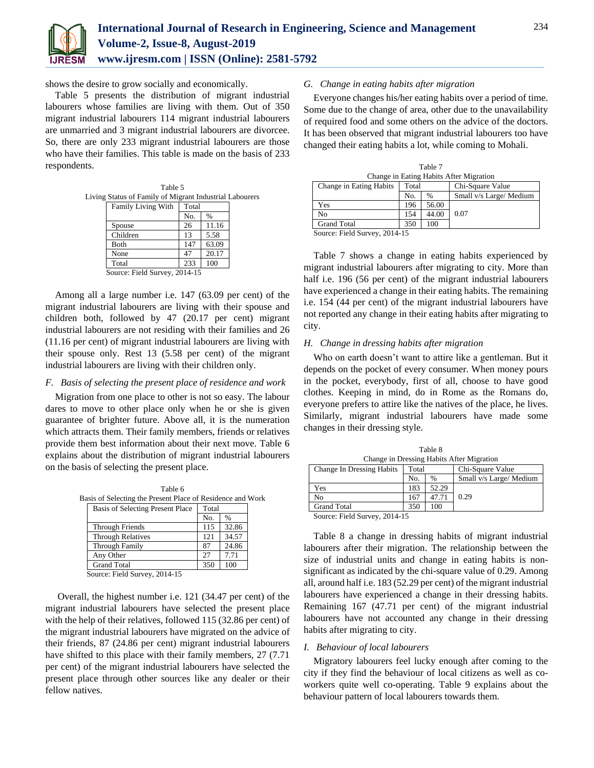shows the desire to grow socially and economically.

Table 5 presents the distribution of migrant industrial labourers whose families are living with them. Out of 350 migrant industrial labourers 114 migrant industrial labourers are unmarried and 3 migrant industrial labourers are divorcee. So, there are only 233 migrant industrial labourers are those who have their families. This table is made on the basis of 233 respondents.

Table 5
Living Status of Family of Migrant Industrial Labourers

| Family Living With | Total | |
|---|---|---|
| | No. | % |
| Spouse | 26 | 11.16 |
| Children | 13 | 5.58 |
| Both | 147 | 63.09 |
| None | 47 | 20.17 |
| Total | 233 | 100 |

Source: Field Survey, 2014-15

Among all a large number i.e. 147 (63.09 per cent) of the migrant industrial labourers are living with their spouse and children both, followed by 47 (20.17 per cent) migrant industrial labourers are not residing with their families and 26 (11.16 per cent) of migrant industrial labourers are living with their spouse only. Rest 13 (5.58 per cent) of the migrant industrial labourers are living with their children only.

*F. Basis of selecting the present place of residence and work*

Migration from one place to other is not so easy. The labour dares to move to other place only when he or she is given guarantee of brighter future. Above all, it is the numeration which attracts them. Their family members, friends or relatives provide them best information about their next move. Table 6 explains about the distribution of migrant industrial labourers on the basis of selecting the present place.

Table 6
Basis of Selecting the Present Place of Residence and Work

| Basis of Selecting Present Place | Total | |
|---|---|---|
| | No. | % |
| Through Friends | 115 | 32.86 |
| Through Relatives | 121 | 34.57 |
| Through Family | 87 | 24.86 |
| Any Other | 27 | 7.71 |
| Grand Total | 350 | 100 |

Source: Field Survey, 2014-15

Overall, the highest number i.e. 121 (34.47 per cent) of the migrant industrial labourers have selected the present place with the help of their relatives, followed 115 (32.86 per cent) of the migrant industrial labourers have migrated on the advice of their friends, 87 (24.86 per cent) migrant industrial labourers have shifted to this place with their family members, 27 (7.71 per cent) of the migrant industrial labourers have selected the present place through other sources like any dealer or their fellow natives.

*G. Change in eating habits after migration*

Everyone changes his/her eating habits over a period of time. Some due to the change of area, other due to the unavailability of required food and some others on the advice of the doctors. It has been observed that migrant industrial labourers too have changed their eating habits a lot, while coming to Mohali.

Table 7
Change in Eating Habits After Migration

| Change in Eating Habits | Total | | Chi-Square Value |
|---|---|---|---|
| | No. | % | Small v/s Large/ Medium |
| Yes | 196 | 56.00 | 0.07 |
| No | 154 | 44.00 | |
| Grand Total | 350 | 100 | |

Source: Field Survey, 2014-15

Table 7 shows a change in eating habits experienced by migrant industrial labourers after migrating to city. More than half i.e. 196 (56 per cent) of the migrant industrial labourers have experienced a change in their eating habits. The remaining i.e. 154 (44 per cent) of the migrant industrial labourers have not reported any change in their eating habits after migrating to city.

*H. Change in dressing habits after migration*

Who on earth doesn't want to attire like a gentleman. But it depends on the pocket of every consumer. When money pours in the pocket, everybody, first of all, choose to have good clothes. Keeping in mind, do in Rome as the Romans do, everyone prefers to attire like the natives of the place, he lives. Similarly, migrant industrial labourers have made some changes in their dressing style.

Table 8
Change in Dressing Habits After Migration

| Change In Dressing Habits | Total | | Chi-Square Value |
|---|---|---|---|
| | No. | % | Small v/s Large/ Medium |
| Yes | 183 | 52.29 | 0.29 |
| No | 167 | 47.71 | |
| Grand Total | 350 | 100 | |

Source: Field Survey, 2014-15

Table 8 a change in dressing habits of migrant industrial labourers after their migration. The relationship between the size of industrial units and change in eating habits is non-significant as indicated by the chi-square value of 0.29. Among all, around half i.e. 183 (52.29 per cent) of the migrant industrial labourers have experienced a change in their dressing habits. Remaining 167 (47.71 per cent) of the migrant industrial labourers have not accounted any change in their dressing habits after migrating to city.

*I. Behaviour of local labourers*

Migratory labourers feel lucky enough after coming to the city if they find the behaviour of local citizens as well as co-workers quite well co-operating. Table 9 explains about the behaviour pattern of local labourers towards them.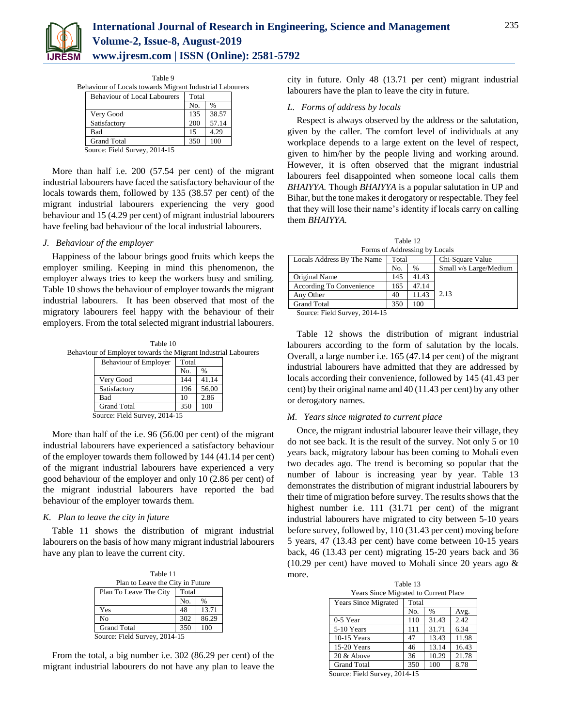Table 9
Behaviour of Locals towards Migrant Industrial Labourers

| Behaviour of Local Labourers | Total | |
|---|---|---|
| | No. | % |
| Very Good | 135 | 38.57 |
| Satisfactory | 200 | 57.14 |
| Bad | 15 | 4.29 |
| Grand Total | 350 | 100 |

Source: Field Survey, 2014-15

More than half i.e. 200 (57.54 per cent) of the migrant industrial labourers have faced the satisfactory behaviour of the locals towards them, followed by 135 (38.57 per cent) of the migrant industrial labourers experiencing the very good behaviour and 15 (4.29 per cent) of migrant industrial labourers have feeling bad behaviour of the local industrial labourers.

### *J. Behaviour of the employer*

Happiness of the labour brings good fruits which keeps the employer smiling. Keeping in mind this phenomenon, the employer always tries to keep the workers busy and smiling. Table 10 shows the behaviour of employer towards the migrant industrial labourers. It has been observed that most of the migratory labourers feel happy with the behaviour of their employers. From the total selected migrant industrial labourers.

Table 10
Behaviour of Employer towards the Migrant Industrial Labourers

| Behaviour of Employer | Total | |
|---|---|---|
| | No. | % |
| Very Good | 144 | 41.14 |
| Satisfactory | 196 | 56.00 |
| Bad | 10 | 2.86 |
| Grand Total | 350 | 100 |

Source: Field Survey, 2014-15

More than half of the i.e. 96 (56.00 per cent) of the migrant industrial labourers have experienced a satisfactory behaviour of the employer towards them followed by 144 (41.14 per cent) of the migrant industrial labourers have experienced a very good behaviour of the employer and only 10 (2.86 per cent) of the migrant industrial labourers have reported the bad behaviour of the employer towards them.

### *K. Plan to leave the city in future*

Table 11 shows the distribution of migrant industrial labourers on the basis of how many migrant industrial labourers have any plan to leave the current city.

Table 11
Plan to Leave the City in Future

| Plan To Leave The City | Total | |
|---|---|---|
| | No. | % |
| Yes | 48 | 13.71 |
| No | 302 | 86.29 |
| Grand Total | 350 | 100 |

Source: Field Survey, 2014-15

From the total, a big number i.e. 302 (86.29 per cent) of the migrant industrial labourers do not have any plan to leave the city in future. Only 48 (13.71 per cent) migrant industrial labourers have the plan to leave the city in future.

### *L. Forms of address by locals*

Respect is always observed by the address or the salutation, given by the caller. The comfort level of individuals at any workplace depends to a large extent on the level of respect, given to him/her by the people living and working around. However, it is often observed that the migrant industrial labourers feel disappointed when someone local calls them *BHAIYYA.* Though *BHAIYYA* is a popular salutation in UP and Bihar, but the tone makes it derogatory or respectable. They feel that they will lose their name's identity if locals carry on calling them *BHAIYYA.*

Table 12
Forms of Addressing by Locals

| Locals Address By The Name | Total | | Chi-Square Value |
|---|---|---|---|
| | No. | % | Small v/s Large/Medium |
| Original Name | 145 | 41.43 | 2.13 |
| According To Convenience | 165 | 47.14 | |
| Any Other | 40 | 11.43 | |
| Grand Total | 350 | 100 | |

Source: Field Survey, 2014-15

Table 12 shows the distribution of migrant industrial labourers according to the form of salutation by the locals. Overall, a large number i.e. 165 (47.14 per cent) of the migrant industrial labourers have admitted that they are addressed by locals according their convenience, followed by 145 (41.43 per cent) by their original name and 40 (11.43 per cent) by any other or derogatory names.

### *M. Years since migrated to current place*

Once, the migrant industrial labourer leave their village, they do not see back. It is the result of the survey. Not only 5 or 10 years back, migratory labour has been coming to Mohali even two decades ago. The trend is becoming so popular that the number of labour is increasing year by year. Table 13 demonstrates the distribution of migrant industrial labourers by their time of migration before survey. The results shows that the highest number i.e. 111 (31.71 per cent) of the migrant industrial labourers have migrated to city between 5-10 years before survey, followed by, 110 (31.43 per cent) moving before 5 years, 47 (13.43 per cent) have come between 10-15 years back, 46 (13.43 per cent) migrating 15-20 years back and 36 (10.29 per cent) have moved to Mohali since 20 years ago & more.

Table 13
Years Since Migrated to Current Place

| Years Since Migrated | Total | | |
|---|---|---|---|
| | No. | % | Avg. |
| 0-5 Year | 110 | 31.43 | 2.42 |
| 5-10 Years | 111 | 31.71 | 6.34 |
| 10-15 Years | 47 | 13.43 | 11.98 |
| 15-20 Years | 46 | 13.14 | 16.43 |
| 20 & Above | 36 | 10.29 | 21.78 |
| Grand Total | 350 | 100 | 8.78 |

Source: Field Survey, 2014-15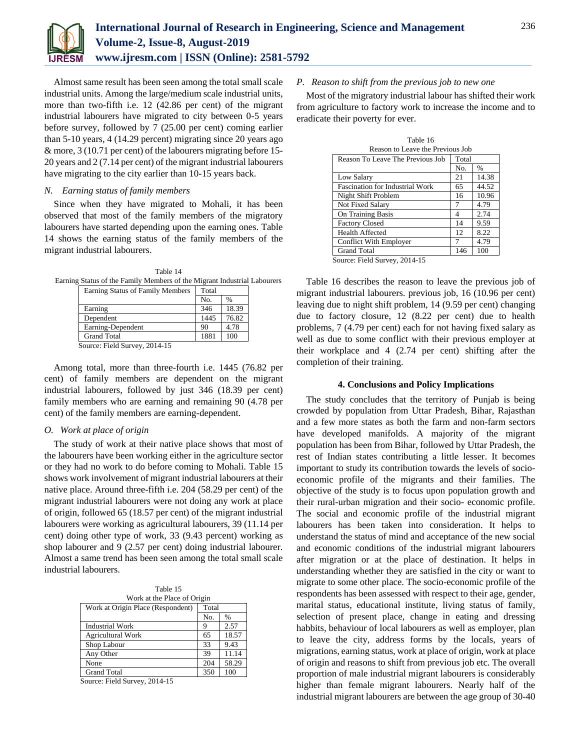Almost same result has been seen among the total small scale industrial units. Among the large/medium scale industrial units, more than two-fifth i.e. 12 (42.86 per cent) of the migrant industrial labourers have migrated to city between 0-5 years before survey, followed by 7 (25.00 per cent) coming earlier than 5-10 years, 4 (14.29 percent) migrating since 20 years ago & more, 3 (10.71 per cent) of the labourers migrating before 15-20 years and 2 (7.14 per cent) of the migrant industrial labourers have migrating to the city earlier than 10-15 years back.

### *N. Earning status of family members*

Since when they have migrated to Mohali, it has been observed that most of the family members of the migratory labourers have started depending upon the earning ones. Table 14 shows the earning status of the family members of the migrant industrial labourers.

Table 14
Earning Status of the Family Members of the Migrant Industrial Labourers

| Earning Status of Family Members | Total | |
|---|---|---|
| | No. | % |
| Earning | 346 | 18.39 |
| Dependent | 1445 | 76.82 |
| Earning-Dependent | 90 | 4.78 |
| Grand Total | 1881 | 100 |

Source: Field Survey, 2014-15

Among total, more than three-fourth i.e. 1445 (76.82 per cent) of family members are dependent on the migrant industrial labourers, followed by just 346 (18.39 per cent) family members who are earning and remaining 90 (4.78 per cent) of the family members are earning-dependent.

### *O. Work at place of origin*

The study of work at their native place shows that most of the labourers have been working either in the agriculture sector or they had no work to do before coming to Mohali. Table 15 shows work involvement of migrant industrial labourers at their native place. Around three-fifth i.e. 204 (58.29 per cent) of the migrant industrial labourers were not doing any work at place of origin, followed 65 (18.57 per cent) of the migrant industrial labourers were working as agricultural labourers, 39 (11.14 per cent) doing other type of work, 33 (9.43 percent) working as shop labourer and 9 (2.57 per cent) doing industrial labourer. Almost a same trend has been seen among the total small scale industrial labourers.

Table 15
Work at the Place of Origin

| Work at Origin Place (Respondent) | Total | |
|---|---|---|
| | No. | % |
| Industrial Work | 9 | 2.57 |
| Agricultural Work | 65 | 18.57 |
| Shop Labour | 33 | 9.43 |
| Any Other | 39 | 11.14 |
| None | 204 | 58.29 |
| Grand Total | 350 | 100 |

Source: Field Survey, 2014-15

### *P. Reason to shift from the previous job to new one*

Most of the migratory industrial labour has shifted their work from agriculture to factory work to increase the income and to eradicate their poverty for ever.

Table 16
Reason to Leave the Previous Job

| Reason To Leave The Previous Job | Total | |
|---|---|---|
| | No. | % |
| Low Salary | 21 | 14.38 |
| Fascination for Industrial Work | 65 | 44.52 |
| Night Shift Problem | 16 | 10.96 |
| Not Fixed Salary | 7 | 4.79 |
| On Training Basis | 4 | 2.74 |
| Factory Closed | 14 | 9.59 |
| Health Affected | 12 | 8.22 |
| Conflict With Employer | 7 | 4.79 |
| Grand Total | 146 | 100 |

Source: Field Survey, 2014-15

Table 16 describes the reason to leave the previous job of migrant industrial labourers. previous job, 16 (10.96 per cent) leaving due to night shift problem, 14 (9.59 per cent) changing due to factory closure, 12 (8.22 per cent) due to health problems, 7 (4.79 per cent) each for not having fixed salary as well as due to some conflict with their previous employer at their workplace and 4 (2.74 per cent) shifting after the completion of their training.

## 4. Conclusions and Policy Implications

The study concludes that the territory of Punjab is being crowded by population from Uttar Pradesh, Bihar, Rajasthan and a few more states as both the farm and non-farm sectors have developed manifolds. A majority of the migrant population has been from Bihar, followed by Uttar Pradesh, the rest of Indian states contributing a little lesser. It becomes important to study its contribution towards the levels of socio-economic profile of the migrants and their families. The objective of the study is to focus upon population growth and their rural-urban migration and their socio- economic profile. The social and economic profile of the industrial migrant labourers has been taken into consideration. It helps to understand the status of mind and acceptance of the new social and economic conditions of the industrial migrant labourers after migration or at the place of destination. It helps in understanding whether they are satisfied in the city or want to migrate to some other place. The socio-economic profile of the respondents has been assessed with respect to their age, gender, marital status, educational institute, living status of family, selection of present place, change in eating and dressing habbits, behaviour of local labourers as well as employer, plan to leave the city, address forms by the locals, years of migrations, earning status, work at place of origin, work at place of origin and reasons to shift from previous job etc. The overall proportion of male industrial migrant labourers is considerably higher than female migrant labourers. Nearly half of the industrial migrant labourers are between the age group of 30-40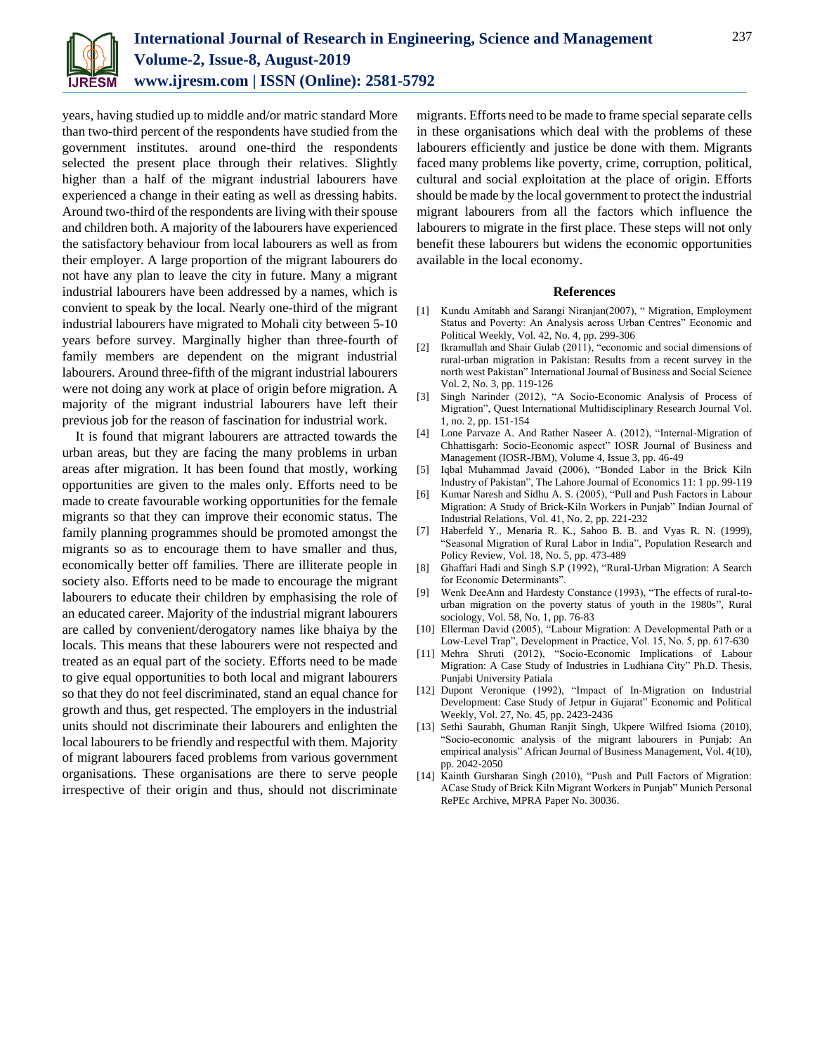years, having studied up to middle and/or matric standard More than two-third percent of the respondents have studied from the government institutes. around one-third the respondents selected the present place through their relatives. Slightly higher than a half of the migrant industrial labourers have experienced a change in their eating as well as dressing habits. Around two-third of the respondents are living with their spouse and children both. A majority of the labourers have experienced the satisfactory behaviour from local labourers as well as from their employer. A large proportion of the migrant labourers do not have any plan to leave the city in future. Many a migrant industrial labourers have been addressed by a names, which is convient to speak by the local. Nearly one-third of the migrant industrial labourers have migrated to Mohali city between 5-10 years before survey. Marginally higher than three-fourth of family members are dependent on the migrant industrial labourers. Around three-fifth of the migrant industrial labourers were not doing any work at place of origin before migration. A majority of the migrant industrial labourers have left their previous job for the reason of fascination for industrial work.

It is found that migrant labourers are attracted towards the urban areas, but they are facing the many problems in urban areas after migration. It has been found that mostly, working opportunities are given to the males only. Efforts need to be made to create favourable working opportunities for the female migrants so that they can improve their economic status. The family planning programmes should be promoted amongst the migrants so as to encourage them to have smaller and thus, economically better off families. There are illiterate people in society also. Efforts need to be made to encourage the migrant labourers to educate their children by emphasising the role of an educated career. Majority of the industrial migrant labourers are called by convenient/derogatory names like bhaiya by the locals. This means that these labourers were not respected and treated as an equal part of the society. Efforts need to be made to give equal opportunities to both local and migrant labourers so that they do not feel discriminated, stand an equal chance for growth and thus, get respected. The employers in the industrial units should not discriminate their labourers and enlighten the local labourers to be friendly and respectful with them. Majority of migrant labourers faced problems from various government organisations. These organisations are there to serve people irrespective of their origin and thus, should not discriminate migrants. Efforts need to be made to frame special separate cells in these organisations which deal with the problems of these labourers efficiently and justice be done with them. Migrants faced many problems like poverty, crime, corruption, political, cultural and social exploitation at the place of origin. Efforts should be made by the local government to protect the industrial migrant labourers from all the factors which influence the labourers to migrate in the first place. These steps will not only benefit these labourers but widens the economic opportunities available in the local economy.

## References

[1] Kundu Amitabh and Sarangi Niranjan(2007), " Migration, Employment Status and Poverty: An Analysis across Urban Centres" Economic and Political Weekly, Vol. 42, No. 4, pp. 299-306

[2] Ikramullah and Shair Gulab (2011), "economic and social dimensions of rural-urban migration in Pakistan: Results from a recent survey in the north west Pakistan" International Journal of Business and Social Science Vol. 2, No. 3, pp. 119-126

[3] Singh Narinder (2012), "A Socio-Economic Analysis of Process of Migration", Quest International Multidisciplinary Research Journal Vol. 1, no. 2, pp. 151-154

[4] Lone Parvaze A. And Rather Naseer A. (2012), "Internal-Migration of Chhattisgarh: Socio-Economic aspect" IOSR Journal of Business and Management (IOSR-JBM), Volume 4, Issue 3, pp. 46-49

[5] Iqbal Muhammad Javaid (2006), "Bonded Labor in the Brick Kiln Industry of Pakistan", The Lahore Journal of Economics 11: 1 pp. 99-119

[6] Kumar Naresh and Sidhu A. S. (2005), "Pull and Push Factors in Labour Migration: A Study of Brick-Kiln Workers in Punjab" Indian Journal of Industrial Relations, Vol. 41, No. 2, pp. 221-232

[7] Haberfeld Y., Menaria R. K., Sahoo B. B. and Vyas R. N. (1999), "Seasonal Migration of Rural Labor in India", Population Research and Policy Review, Vol. 18, No. 5, pp. 473-489

[8] Ghaffari Hadi and Singh S.P (1992), "Rural-Urban Migration: A Search for Economic Determinants".

[9] Wenk DeeAnn and Hardesty Constance (1993), "The effects of rural-to-urban migration on the poverty status of youth in the 1980s", Rural sociology, Vol. 58, No. 1, pp. 76-83

[10] Ellerman David (2005), "Labour Migration: A Developmental Path or a Low-Level Trap", Development in Practice, Vol. 15, No. 5, pp. 617-630

[11] Mehra Shruti (2012), "Socio-Economic Implications of Labour Migration: A Case Study of Industries in Ludhiana City" Ph.D. Thesis, Punjabi University Patiala

[12] Dupont Veronique (1992), "Impact of In-Migration on Industrial Development: Case Study of Jetpur in Gujarat" Economic and Political Weekly, Vol. 27, No. 45, pp. 2423-2436

[13] Sethi Saurabh, Ghuman Ranjit Singh, Ukpere Wilfred Isioma (2010), "Socio-economic analysis of the migrant labourers in Punjab: An empirical analysis" African Journal of Business Management, Vol. 4(10), pp. 2042-2050

[14] Kainth Gursharan Singh (2010), "Push and Pull Factors of Migration: ACase Study of Brick Kiln Migrant Workers in Punjab" Munich Personal RePEc Archive, MPRA Paper No. 30036.